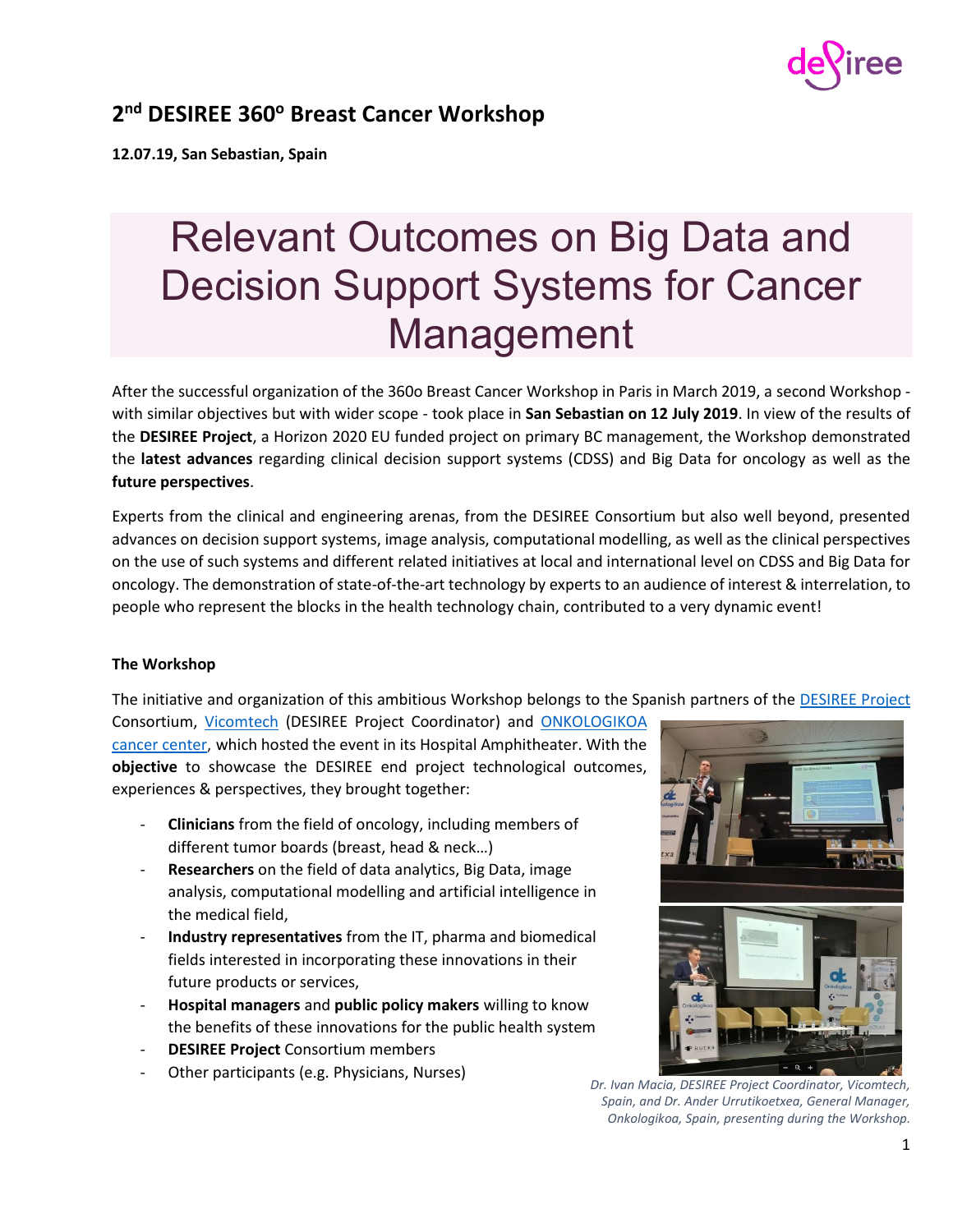## 2nd DESIREE 360o Breast Cancer Workshop

**12.07.19, San Sebastian, Spain**

# Relevant Outcomes on Big Data and Decision Support Systems for Cancer Management

After the successful organization of the 360o Breast Cancer Workshop in Paris in March 2019, a second Workshop - with similar objectives but with wider scope - took place in **San Sebastian on 12 July 2019**. In view of the results of the **DESIREE Project**, a Horizon 2020 EU funded project on primary BC management, the Workshop demonstrated the **latest advances** regarding clinical decision support systems (CDSS) and Big Data for oncology as well as the **future perspectives**.

Experts from the clinical and engineering arenas, from the DESIREE Consortium but also well beyond, presented advances on decision support systems, image analysis, computational modelling, as well as the clinical perspectives on the use of such systems and different related initiatives at local and international level on CDSS and Big Data for oncology. The demonstration of state-of-the-art technology by experts to an audience of interest & interrelation, to people who represent the blocks in the health technology chain, contributed to a very dynamic event!

**The Workshop**

The initiative and organization of this ambitious Workshop belongs to the Spanish partners of the DESIREE Project Consortium, Vicomtech (DESIREE Project Coordinator) and ONKOLOGIKOA cancer center, which hosted the event in its Hospital Amphitheater. With the **objective** to showcase the DESIREE end project technological outcomes, experiences & perspectives, they brought together:

- **Clinicians** from the field of oncology, including members of different tumor boards (breast, head & neck…)
- **Researchers** on the field of data analytics, Big Data, image analysis, computational modelling and artificial intelligence in the medical field,
- **Industry representatives** from the IT, pharma and biomedical fields interested in incorporating these innovations in their future products or services,
- **Hospital managers** and **public policy makers** willing to know the benefits of these innovations for the public health system
- **DESIREE Project** Consortium members
- Other participants (e.g. Physicians, Nurses)

*Dr. Ivan Macia, DESIREE Project Coordinator, Vicomtech, Spain, and Dr. Ander Urrutikoetxea, General Manager, Onkologikoa, Spain, presenting during the Workshop.*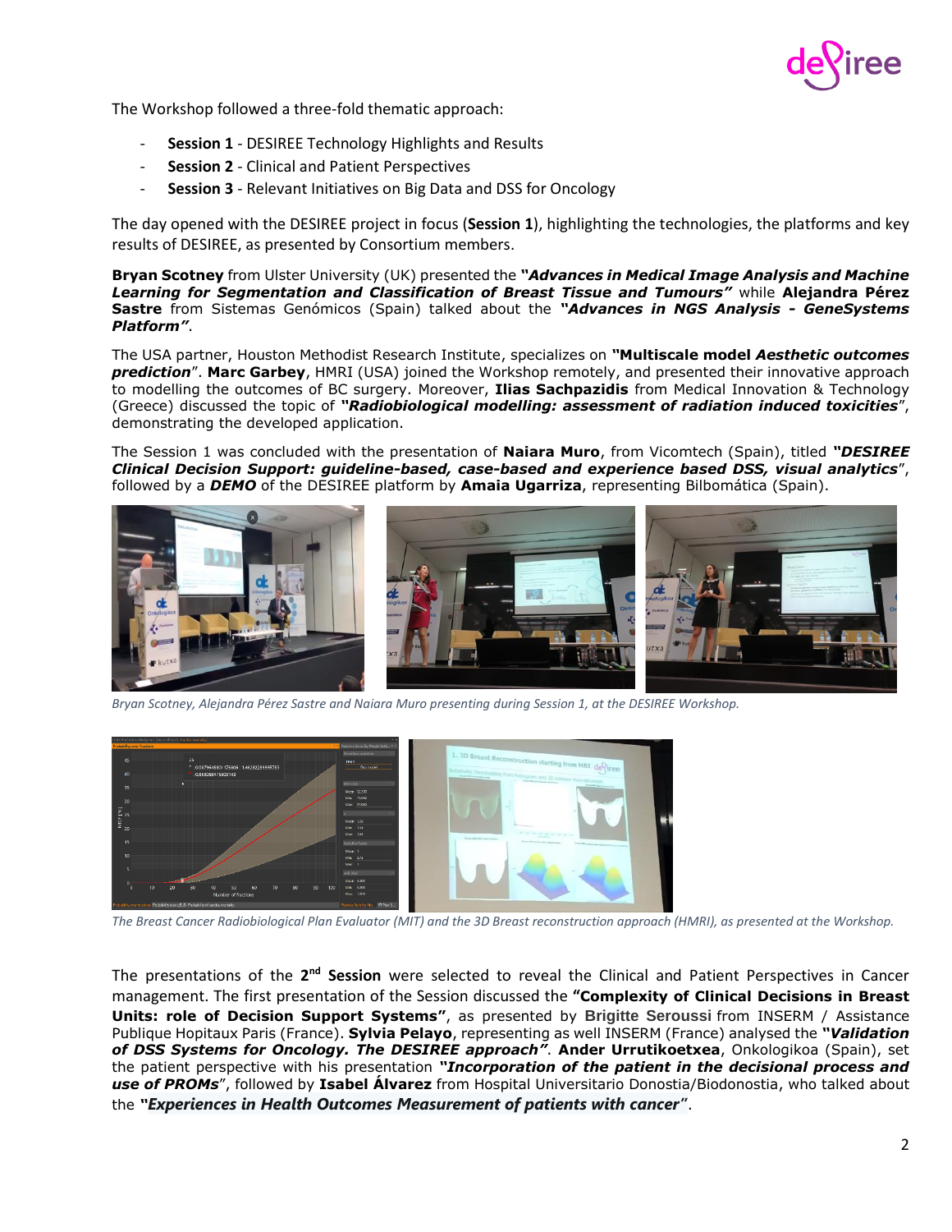The Workshop followed a three-fold thematic approach:

- **Session 1** - DESIREE Technology Highlights and Results
- **Session 2** - Clinical and Patient Perspectives
- **Session 3** - Relevant Initiatives on Big Data and DSS for Oncology

The day opened with the DESIREE project in focus (**Session 1**), highlighting the technologies, the platforms and key results of DESIREE, as presented by Consortium members.

**Bryan Scotney** from Ulster University (UK) presented the ***"Advances in Medical Image Analysis and Machine Learning for Segmentation and Classification of Breast Tissue and Tumours"*** while **Alejandra Pérez Sastre** from Sistemas Genómicos (Spain) talked about the ***"Advances in NGS Analysis - GeneSystems Platform"***.

The USA partner, Houston Methodist Research Institute, specializes on **"Multiscale model *Aesthetic outcomes prediction*"**. **Marc Garbey**, HMRI (USA) joined the Workshop remotely, and presented their innovative approach to modelling the outcomes of BC surgery. Moreover, **Ilias Sachpazidis** from Medical Innovation & Technology (Greece) discussed the topic of ***"Radiobiological modelling: assessment of radiation induced toxicities***", demonstrating the developed application.

The Session 1 was concluded with the presentation of **Naiara Muro**, from Vicomtech (Spain), titled ***"DESIREE Clinical Decision Support: guideline-based, case-based and experience based DSS, visual analytics***", followed by a ***DEMO*** of the DESIREE platform by **Amaia Ugarriza**, representing Bilbomática (Spain).

*Bryan Scotney, Alejandra Pérez Sastre and Naiara Muro presenting during Session 1, at the DESIREE Workshop.*

*The Breast Cancer Radiobiological Plan Evaluator (MIT) and the 3D Breast reconstruction approach (HMRI), as presented at the Workshop.*

The presentations of the **2nd Session** were selected to reveal the Clinical and Patient Perspectives in Cancer management. The first presentation of the Session discussed the **"Complexity of Clinical Decisions in Breast Units: role of Decision Support Systems"**, as presented by **Brigitte Seroussi** from INSERM / Assistance Publique Hopitaux Paris (France). **Sylvia Pelayo**, representing as well INSERM (France) analysed the ***"Validation of DSS Systems for Oncology. The DESIREE approach"***. **Ander Urrutikoetxea**, Onkologikoa (Spain), set the patient perspective with his presentation ***"Incorporation of the patient in the decisional process and use of PROMs***", followed by **Isabel Álvarez** from Hospital Universitario Donostia/Biodonostia, who talked about the ***"Experiences in Health Outcomes Measurement of patients with cancer"***.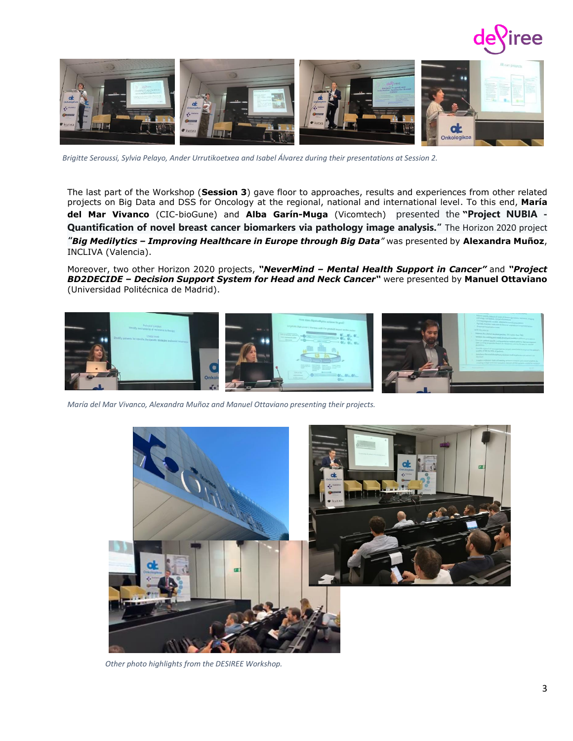*Brigitte Seroussi, Sylvia Pelayo, Ander Urrutikoetxea and Isabel Álvarez during their presentations at Session 2.*

The last part of the Workshop (**Session 3**) gave floor to approaches, results and experiences from other related projects on Big Data and DSS for Oncology at the regional, national and international level. To this end, **María del Mar Vivanco** (CIC-bioGune) and **Alba Garín-Muga** (Vicomtech) presented the **"Project NUBIA - Quantification of novel breast cancer biomarkers via pathology image analysis."** The Horizon 2020 project ***"Big Medilytics – Improving Healthcare in Europe through Big Data"*** was presented by **Alexandra Muñoz**, INCLIVA (Valencia).

Moreover, two other Horizon 2020 projects, ***"NeverMind – Mental Health Support in Cancer"*** and ***"Project BD2DECIDE – Decision Support System for Head and Neck Cancer"*** were presented by **Manuel Ottaviano** (Universidad Politécnica de Madrid).

*María del Mar Vivanco, Alexandra Muñoz and Manuel Ottaviano presenting their projects.*

*Other photo highlights from the DESIREE Workshop.*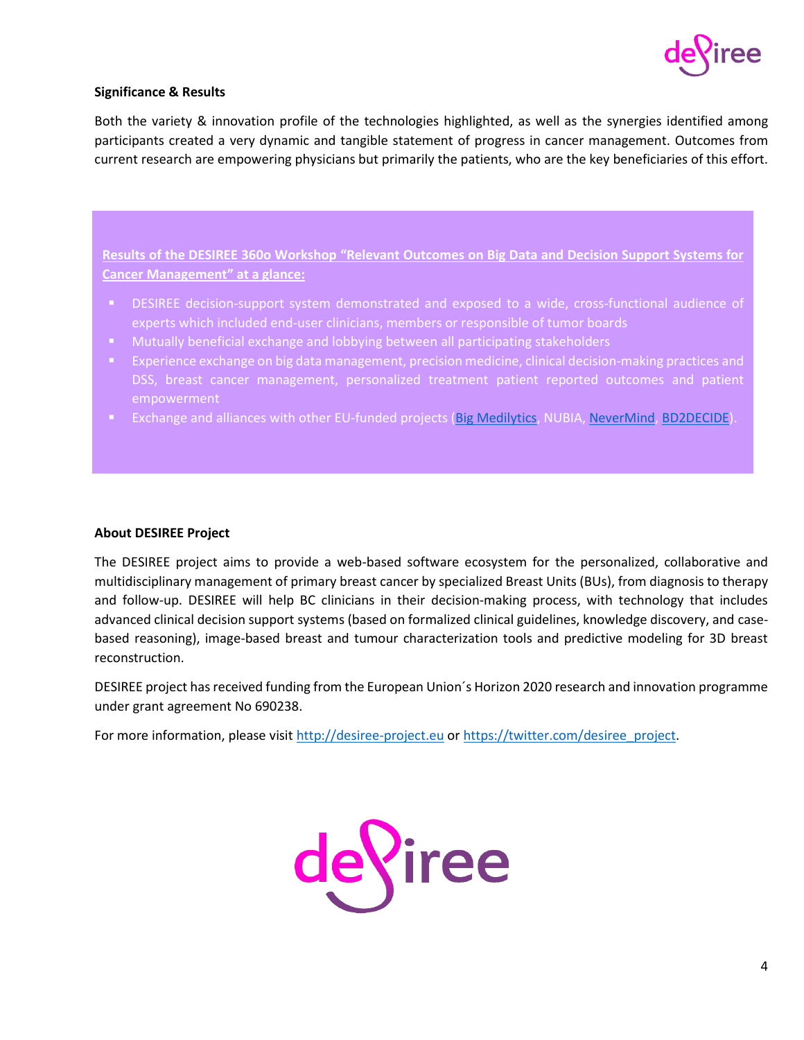**Significance & Results**

Both the variety & innovation profile of the technologies highlighted, as well as the synergies identified among participants created a very dynamic and tangible statement of progress in cancer management. Outcomes from current research are empowering physicians but primarily the patients, who are the key beneficiaries of this effort.

**Results of the DESIREE 360o Workshop "Relevant Outcomes on Big Data and Decision Support Systems for Cancer Management" at a glance:**

- DESIREE decision-support system demonstrated and exposed to a wide, cross-functional audience of experts which included end-user clinicians, members or responsible of tumor boards
- Mutually beneficial exchange and lobbying between all participating stakeholders
- Experience exchange on big data management, precision medicine, clinical decision-making practices and DSS, breast cancer management, personalized treatment patient reported outcomes and patient empowerment
- Exchange and alliances with other EU-funded projects (Big Medilytics, NUBIA, NeverMind, BD2DECIDE).

**About DESIREE Project**

The DESIREE project aims to provide a web-based software ecosystem for the personalized, collaborative and multidisciplinary management of primary breast cancer by specialized Breast Units (BUs), from diagnosis to therapy and follow-up. DESIREE will help BC clinicians in their decision-making process, with technology that includes advanced clinical decision support systems (based on formalized clinical guidelines, knowledge discovery, and case-based reasoning), image-based breast and tumour characterization tools and predictive modeling for 3D breast reconstruction.

DESIREE project has received funding from the European Union´s Horizon 2020 research and innovation programme under grant agreement No 690238.

For more information, please visit http://desiree-project.eu or https://twitter.com/desiree_project.